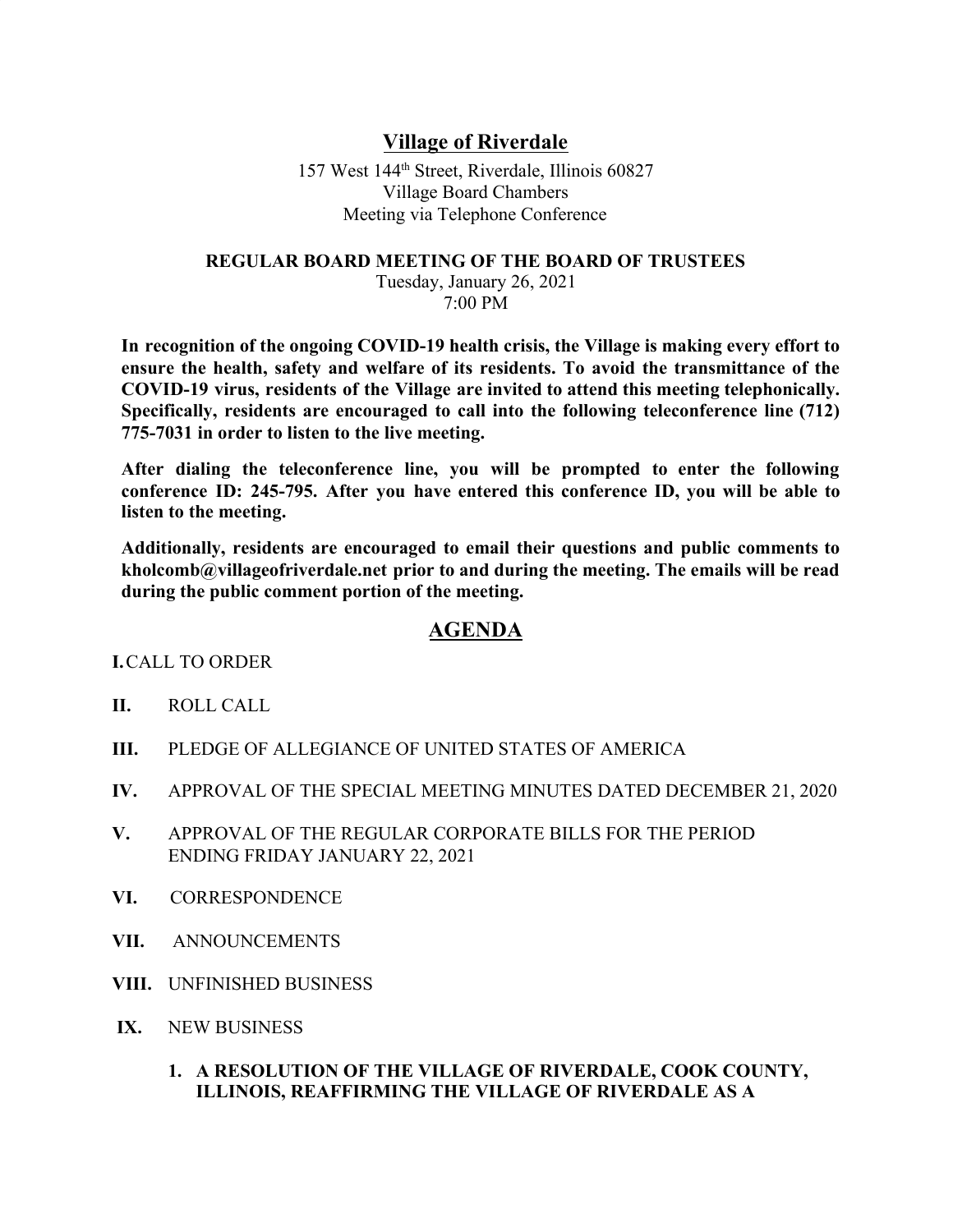# Village of Riverdale

157 West 144th Street, Riverdale, Illinois 60827
Village Board Chambers
Meeting via Telephone Conference

## REGULAR BOARD MEETING OF THE BOARD OF TRUSTEES

Tuesday, January 26, 2021
7:00 PM

**In recognition of the ongoing COVID-19 health crisis, the Village is making every effort to ensure the health, safety and welfare of its residents. To avoid the transmittance of the COVID-19 virus, residents of the Village are invited to attend this meeting telephonically. Specifically, residents are encouraged to call into the following teleconference line (712) 775-7031 in order to listen to the live meeting.**

**After dialing the teleconference line, you will be prompted to enter the following conference ID: 245-795. After you have entered this conference ID, you will be able to listen to the meeting.**

**Additionally, residents are encouraged to email their questions and public comments to kholcomb@villageofriverdale.net prior to and during the meeting. The emails will be read during the public comment portion of the meeting.**

## AGENDA

**I.** CALL TO ORDER

**II.** ROLL CALL

**III.** PLEDGE OF ALLEGIANCE OF UNITED STATES OF AMERICA

**IV.** APPROVAL OF THE SPECIAL MEETING MINUTES DATED DECEMBER 21, 2020

**V.** APPROVAL OF THE REGULAR CORPORATE BILLS FOR THE PERIOD ENDING FRIDAY JANUARY 22, 2021

**VI.** CORRESPONDENCE

**VII.** ANNOUNCEMENTS

**VIII.** UNFINISHED BUSINESS

**IX.** NEW BUSINESS

1. **A RESOLUTION OF THE VILLAGE OF RIVERDALE, COOK COUNTY, ILLINOIS, REAFFIRMING THE VILLAGE OF RIVERDALE AS A**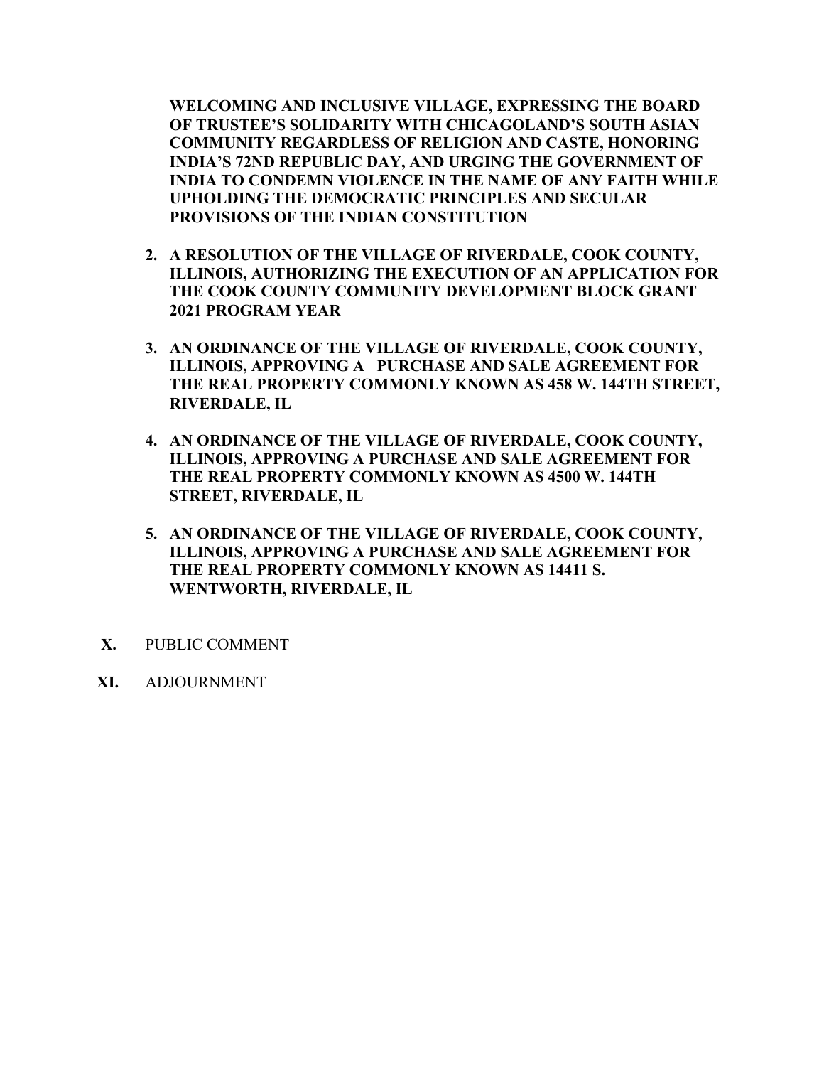**WELCOMING AND INCLUSIVE VILLAGE, EXPRESSING THE BOARD OF TRUSTEE'S SOLIDARITY WITH CHICAGOLAND'S SOUTH ASIAN COMMUNITY REGARDLESS OF RELIGION AND CASTE, HONORING INDIA'S 72ND REPUBLIC DAY, AND URGING THE GOVERNMENT OF INDIA TO CONDEMN VIOLENCE IN THE NAME OF ANY FAITH WHILE UPHOLDING THE DEMOCRATIC PRINCIPLES AND SECULAR PROVISIONS OF THE INDIAN CONSTITUTION**

2. **A RESOLUTION OF THE VILLAGE OF RIVERDALE, COOK COUNTY, ILLINOIS, AUTHORIZING THE EXECUTION OF AN APPLICATION FOR THE COOK COUNTY COMMUNITY DEVELOPMENT BLOCK GRANT 2021 PROGRAM YEAR**

3. **AN ORDINANCE OF THE VILLAGE OF RIVERDALE, COOK COUNTY, ILLINOIS, APPROVING A PURCHASE AND SALE AGREEMENT FOR THE REAL PROPERTY COMMONLY KNOWN AS 458 W. 144TH STREET, RIVERDALE, IL**

4. **AN ORDINANCE OF THE VILLAGE OF RIVERDALE, COOK COUNTY, ILLINOIS, APPROVING A PURCHASE AND SALE AGREEMENT FOR THE REAL PROPERTY COMMONLY KNOWN AS 4500 W. 144TH STREET, RIVERDALE, IL**

5. **AN ORDINANCE OF THE VILLAGE OF RIVERDALE, COOK COUNTY, ILLINOIS, APPROVING A PURCHASE AND SALE AGREEMENT FOR THE REAL PROPERTY COMMONLY KNOWN AS 14411 S. WENTWORTH, RIVERDALE, IL**

**X.** PUBLIC COMMENT

**XI.** ADJOURNMENT